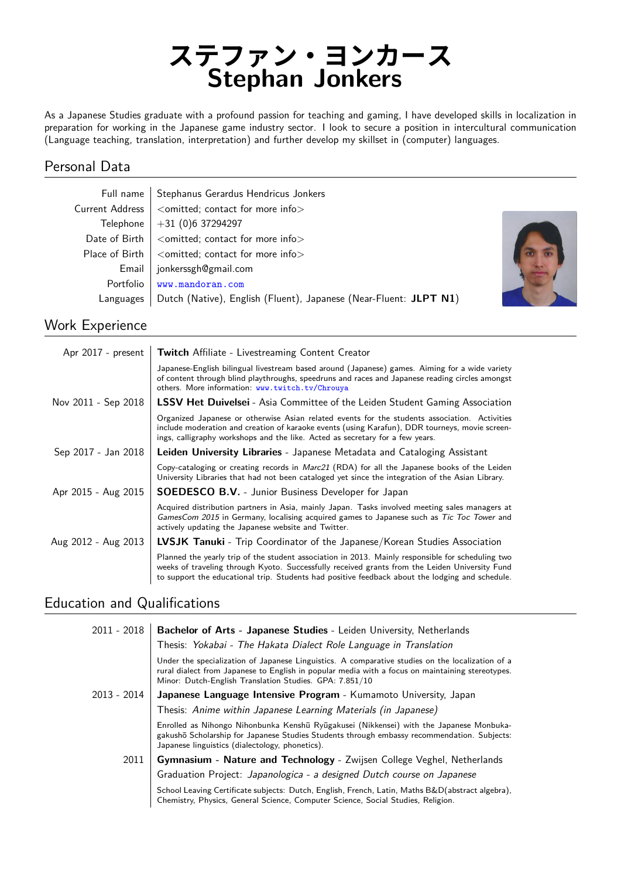# ステファン・ヨンカース
# Stephan Jonkers

As a Japanese Studies graduate with a profound passion for teaching and gaming, I have developed skills in localization in preparation for working in the Japanese game industry sector. I look to secure a position in intercultural communication (Language teaching, translation, interpretation) and further develop my skillset in (computer) languages.

## Personal Data

| | |
|---|---|
| Full name | Stephanus Gerardus Hendricus Jonkers |
| Current Address | <omitted; contact for more info> |
| Telephone | +31 (0)6 37294297 |
| Date of Birth | <omitted; contact for more info> |
| Place of Birth | <omitted; contact for more info> |
| Email | jonkerssgh@gmail.com |
| Portfolio | www.mandoran.com |
| Languages | Dutch (Native), English (Fluent), Japanese (Near-Fluent: **JLPT N1**) |

## Work Experience

**Apr 2017 - present** | **Twitch** Affiliate - Livestreaming Content Creator

Japanese-English bilingual livestream based around (Japanese) games. Aiming for a wide variety of content through blind playthroughs, speedruns and races and Japanese reading circles amongst others. More information: www.twitch.tv/Chrouya

**Nov 2011 - Sep 2018** | **LSSV Het Duivelsei** - Asia Committee of the Leiden Student Gaming Association

Organized Japanese or otherwise Asian related events for the students association. Activities include moderation and creation of karaoke events (using Karafun), DDR tourneys, movie screenings, calligraphy workshops and the like. Acted as secretary for a few years.

**Sep 2017 - Jan 2018** | **Leiden University Libraries** - Japanese Metadata and Cataloging Assistant

Copy-cataloging or creating records in *Marc21* (RDA) for all the Japanese books of the Leiden University Libraries that had not been cataloged yet since the integration of the Asian Library.

**Apr 2015 - Aug 2015** | **SOEDESCO B.V.** - Junior Business Developer for Japan

Acquired distribution partners in Asia, mainly Japan. Tasks involved meeting sales managers at *GamesCom 2015* in Germany, localising acquired games to Japanese such as *Tic Toc Tower* and actively updating the Japanese website and Twitter.

**Aug 2012 - Aug 2013** | **LVSJK Tanuki** - Trip Coordinator of the Japanese/Korean Studies Association

Planned the yearly trip of the student association in 2013. Mainly responsible for scheduling two weeks of traveling through Kyoto. Successfully received grants from the Leiden University Fund to support the educational trip. Students had positive feedback about the lodging and schedule.

## Education and Qualifications

**2011 - 2018** | **Bachelor of Arts** - **Japanese Studies** - Leiden University, Netherlands

Thesis: *Yokabai - The Hakata Dialect Role Language in Translation*

Under the specialization of Japanese Linguistics. A comparative studies on the localization of a rural dialect from Japanese to English in popular media with a focus on maintaining stereotypes. Minor: Dutch-English Translation Studies. GPA: 7.851/10

**2013 - 2014** | **Japanese Language Intensive Program** - Kumamoto University, Japan

Thesis: *Anime within Japanese Learning Materials (in Japanese)*

Enrolled as Nihongo Nihonbunka Kenshū Ryūgakusei (Nikkensei) with the Japanese Monbukagakushō Scholarship for Japanese Studies Students through embassy recommendation. Subjects: Japanese linguistics (dialectology, phonetics).

**2011** | **Gymnasium** - **Nature and Technology** - Zwijsen College Veghel, Netherlands

Graduation Project: *Japanologica - a designed Dutch course on Japanese*

School Leaving Certificate subjects: Dutch, English, French, Latin, Maths B&D(abstract algebra), Chemistry, Physics, General Science, Computer Science, Social Studies, Religion.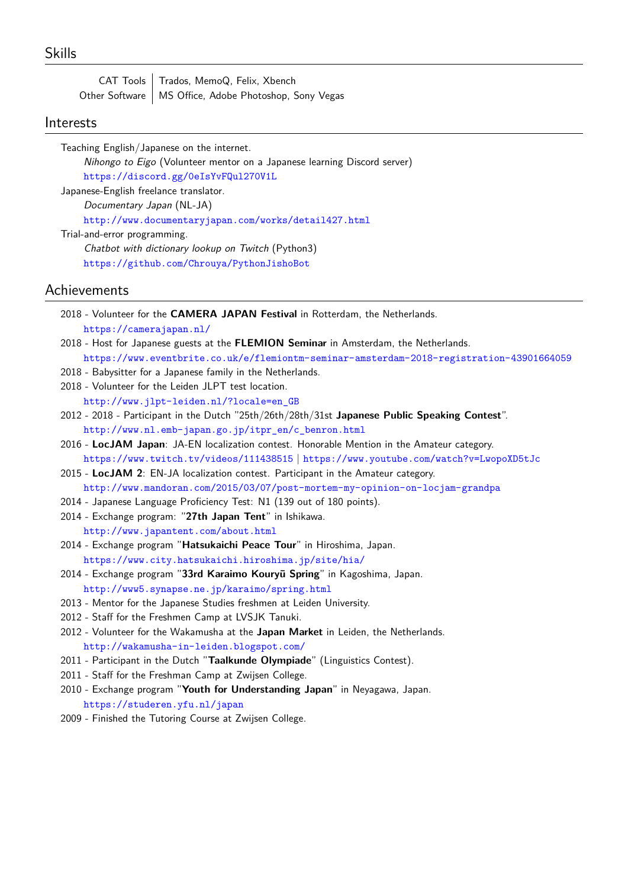## Skills

| | |
|---|---|
| CAT Tools | Trados, MemoQ, Felix, Xbench |
| Other Software | MS Office, Adobe Photoshop, Sony Vegas |

## Interests

Teaching English/Japanese on the internet.
*Nihongo to Eigo* (Volunteer mentor on a Japanese learning Discord server)
https://discord.gg/0eIsYvFQul270V1L

Japanese-English freelance translator.
*Documentary Japan* (NL-JA)
http://www.documentaryjapan.com/works/detail427.html

Trial-and-error programming.
*Chatbot with dictionary lookup on Twitch* (Python3)
https://github.com/Chrouya/PythonJishoBot

## Achievements

2018 - Volunteer for the **CAMERA JAPAN Festival** in Rotterdam, the Netherlands.
https://camerajapan.nl/

2018 - Host for Japanese guests at the **FLEMION Seminar** in Amsterdam, the Netherlands.
https://www.eventbrite.co.uk/e/flemiontm-seminar-amsterdam-2018-registration-43901664059

2018 - Babysitter for a Japanese family in the Netherlands.

2018 - Volunteer for the Leiden JLPT test location.
http://www.jlpt-leiden.nl/?locale=en_GB

2012 - 2018 - Participant in the Dutch "25th/26th/28th/31st **Japanese Public Speaking Contest**".
http://www.nl.emb-japan.go.jp/itpr_en/c_benron.html

2016 - **LocJAM Japan**: JA-EN localization contest. Honorable Mention in the Amateur category.
https://www.twitch.tv/videos/111438515 | https://www.youtube.com/watch?v=LwopoXD5tJc

2015 - **LocJAM 2**: EN-JA localization contest. Participant in the Amateur category.
http://www.mandoran.com/2015/03/07/post-mortem-my-opinion-on-locjam-grandpa

2014 - Japanese Language Proficiency Test: N1 (139 out of 180 points).

2014 - Exchange program: "**27th Japan Tent**" in Ishikawa.
http://www.japantent.com/about.html

2014 - Exchange program "**Hatsukaichi Peace Tour**" in Hiroshima, Japan.
https://www.city.hatsukaichi.hiroshima.jp/site/hia/

2014 - Exchange program "**33rd Karaimo Kouryū Spring**" in Kagoshima, Japan.
http://www5.synapse.ne.jp/karaimo/spring.html

2013 - Mentor for the Japanese Studies freshmen at Leiden University.

2012 - Staff for the Freshmen Camp at LVSJK Tanuki.

2012 - Volunteer for the Wakamusha at the **Japan Market** in Leiden, the Netherlands.
http://wakamusha-in-leiden.blogspot.com/

2011 - Participant in the Dutch "**Taalkunde Olympiade**" (Linguistics Contest).

2011 - Staff for the Freshman Camp at Zwijsen College.

2010 - Exchange program "**Youth for Understanding Japan**" in Neyagawa, Japan.
https://studeren.yfu.nl/japan

2009 - Finished the Tutoring Course at Zwijsen College.